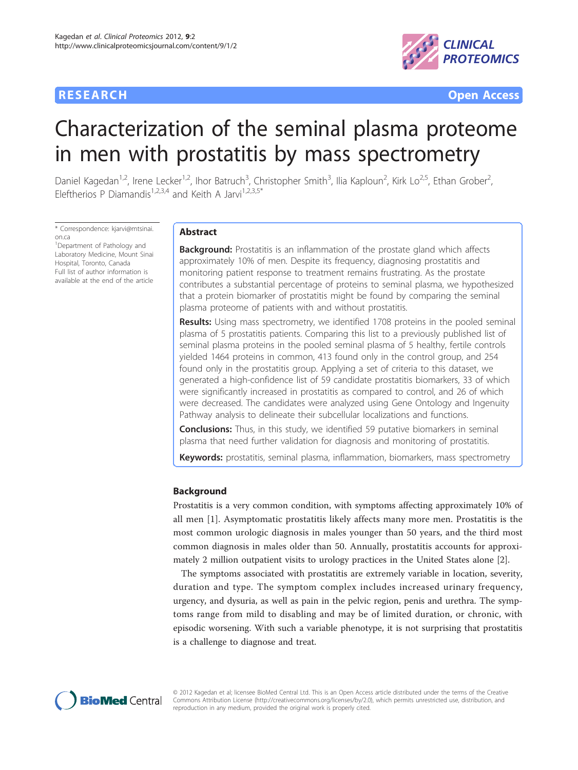RESEARCH Open Access

# Characterization of the seminal plasma proteome in men with prostatitis by mass spectrometry

Daniel Kagedan[1,2], Irene Lecker[1,2], Ihor Batruch[3], Christopher Smith[3], Ilia Kaploun[2], Kirk Lo[2,5], Ethan Grober[2], Eleftherios P Diamandis[1,2,3,4] and Keith A Jarvi[1,2,3,5*]

* Correspondence: kjarvi@mtsinai.on.ca
[1]Department of Pathology and Laboratory Medicine, Mount Sinai Hospital, Toronto, Canada
Full list of author information is available at the end of the article

## Abstract

**Background:** Prostatitis is an inflammation of the prostate gland which affects approximately 10% of men. Despite its frequency, diagnosing prostatitis and monitoring patient response to treatment remains frustrating. As the prostate contributes a substantial percentage of proteins to seminal plasma, we hypothesized that a protein biomarker of prostatitis might be found by comparing the seminal plasma proteome of patients with and without prostatitis.

**Results:** Using mass spectrometry, we identified 1708 proteins in the pooled seminal plasma of 5 prostatitis patients. Comparing this list to a previously published list of seminal plasma proteins in the pooled seminal plasma of 5 healthy, fertile controls yielded 1464 proteins in common, 413 found only in the control group, and 254 found only in the prostatitis group. Applying a set of criteria to this dataset, we generated a high-confidence list of 59 candidate prostatitis biomarkers, 33 of which were significantly increased in prostatitis as compared to control, and 26 of which were decreased. The candidates were analyzed using Gene Ontology and Ingenuity Pathway analysis to delineate their subcellular localizations and functions.

**Conclusions:** Thus, in this study, we identified 59 putative biomarkers in seminal plasma that need further validation for diagnosis and monitoring of prostatitis.

**Keywords:** prostatitis, seminal plasma, inflammation, biomarkers, mass spectrometry

## Background

Prostatitis is a very common condition, with symptoms affecting approximately 10% of all men [1]. Asymptomatic prostatitis likely affects many more men. Prostatitis is the most common urologic diagnosis in males younger than 50 years, and the third most common diagnosis in males older than 50. Annually, prostatitis accounts for approximately 2 million outpatient visits to urology practices in the United States alone [2].

The symptoms associated with prostatitis are extremely variable in location, severity, duration and type. The symptom complex includes increased urinary frequency, urgency, and dysuria, as well as pain in the pelvic region, penis and urethra. The symptoms range from mild to disabling and may be of limited duration, or chronic, with episodic worsening. With such a variable phenotype, it is not surprising that prostatitis is a challenge to diagnose and treat.

© 2012 Kagedan et al; licensee BioMed Central Ltd. This is an Open Access article distributed under the terms of the Creative Commons Attribution License (http://creativecommons.org/licenses/by/2.0), which permits unrestricted use, distribution, and reproduction in any medium, provided the original work is properly cited.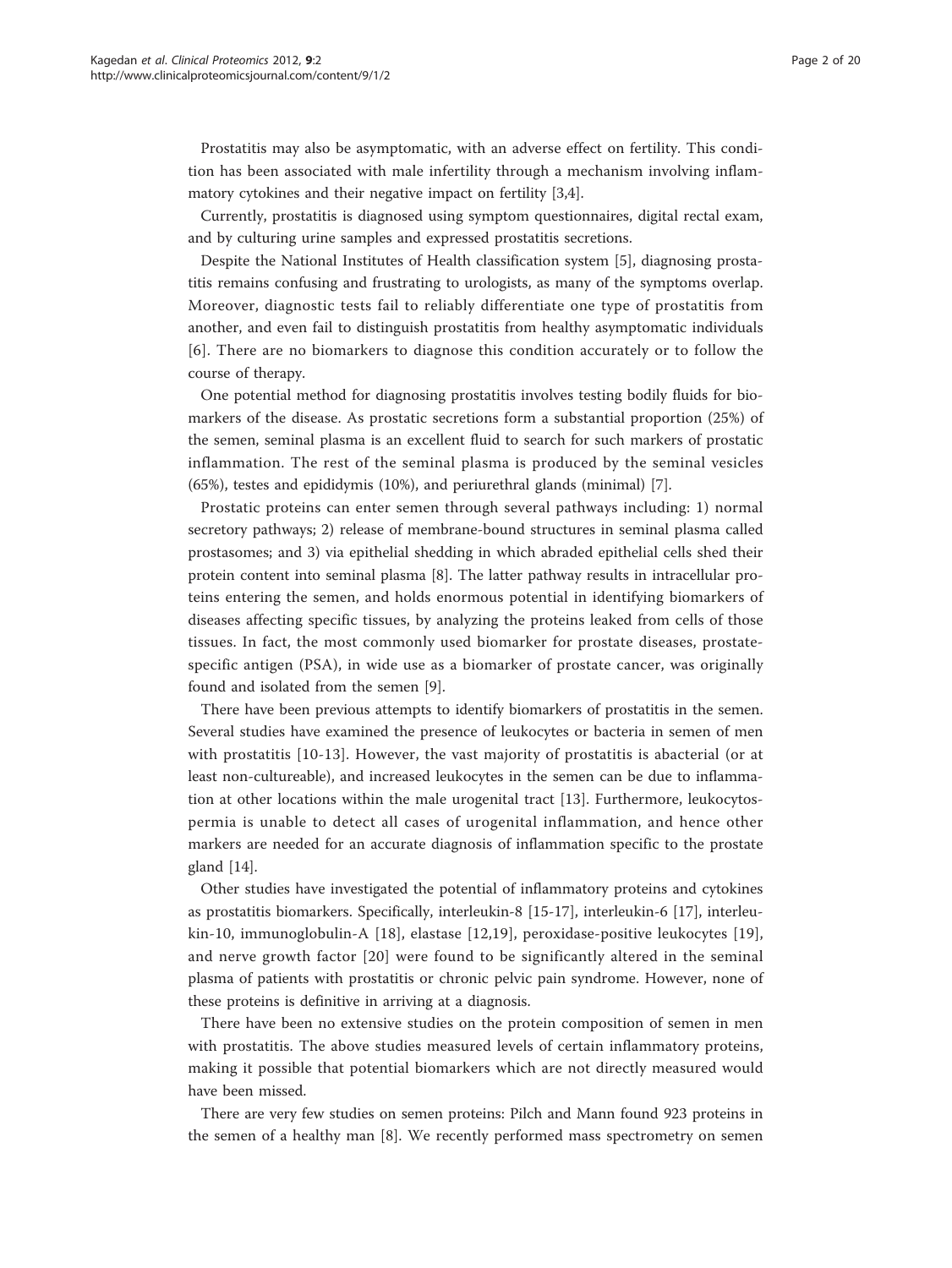Prostatitis may also be asymptomatic, with an adverse effect on fertility. This condition has been associated with male infertility through a mechanism involving inflammatory cytokines and their negative impact on fertility [3,4].

Currently, prostatitis is diagnosed using symptom questionnaires, digital rectal exam, and by culturing urine samples and expressed prostatitis secretions.

Despite the National Institutes of Health classification system [5], diagnosing prostatitis remains confusing and frustrating to urologists, as many of the symptoms overlap. Moreover, diagnostic tests fail to reliably differentiate one type of prostatitis from another, and even fail to distinguish prostatitis from healthy asymptomatic individuals [6]. There are no biomarkers to diagnose this condition accurately or to follow the course of therapy.

One potential method for diagnosing prostatitis involves testing bodily fluids for biomarkers of the disease. As prostatic secretions form a substantial proportion (25%) of the semen, seminal plasma is an excellent fluid to search for such markers of prostatic inflammation. The rest of the seminal plasma is produced by the seminal vesicles (65%), testes and epididymis (10%), and periurethral glands (minimal) [7].

Prostatic proteins can enter semen through several pathways including: 1) normal secretory pathways; 2) release of membrane-bound structures in seminal plasma called prostasomes; and 3) via epithelial shedding in which abraded epithelial cells shed their protein content into seminal plasma [8]. The latter pathway results in intracellular proteins entering the semen, and holds enormous potential in identifying biomarkers of diseases affecting specific tissues, by analyzing the proteins leaked from cells of those tissues. In fact, the most commonly used biomarker for prostate diseases, prostate-specific antigen (PSA), in wide use as a biomarker of prostate cancer, was originally found and isolated from the semen [9].

There have been previous attempts to identify biomarkers of prostatitis in the semen. Several studies have examined the presence of leukocytes or bacteria in semen of men with prostatitis [10-13]. However, the vast majority of prostatitis is abacterial (or at least non-cultureable), and increased leukocytes in the semen can be due to inflammation at other locations within the male urogenital tract [13]. Furthermore, leukocytospermia is unable to detect all cases of urogenital inflammation, and hence other markers are needed for an accurate diagnosis of inflammation specific to the prostate gland [14].

Other studies have investigated the potential of inflammatory proteins and cytokines as prostatitis biomarkers. Specifically, interleukin-8 [15-17], interleukin-6 [17], interleukin-10, immunoglobulin-A [18], elastase [12,19], peroxidase-positive leukocytes [19], and nerve growth factor [20] were found to be significantly altered in the seminal plasma of patients with prostatitis or chronic pelvic pain syndrome. However, none of these proteins is definitive in arriving at a diagnosis.

There have been no extensive studies on the protein composition of semen in men with prostatitis. The above studies measured levels of certain inflammatory proteins, making it possible that potential biomarkers which are not directly measured would have been missed.

There are very few studies on semen proteins: Pilch and Mann found 923 proteins in the semen of a healthy man [8]. We recently performed mass spectrometry on semen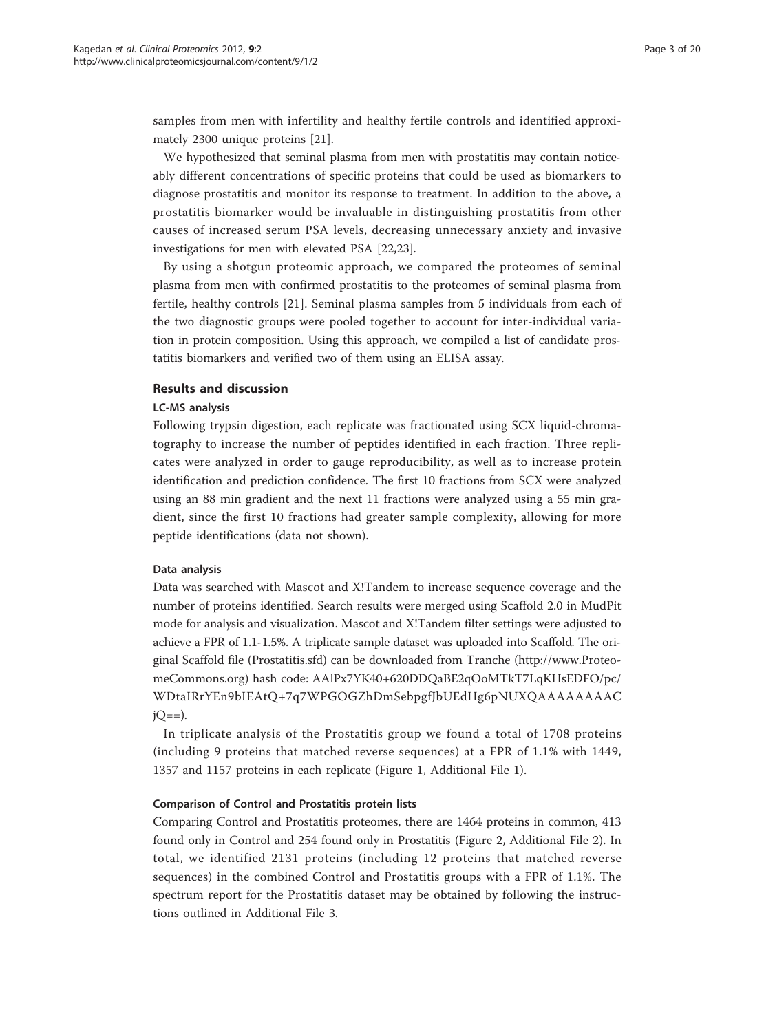samples from men with infertility and healthy fertile controls and identified approximately 2300 unique proteins [21].

We hypothesized that seminal plasma from men with prostatitis may contain noticeably different concentrations of specific proteins that could be used as biomarkers to diagnose prostatitis and monitor its response to treatment. In addition to the above, a prostatitis biomarker would be invaluable in distinguishing prostatitis from other causes of increased serum PSA levels, decreasing unnecessary anxiety and invasive investigations for men with elevated PSA [22,23].

By using a shotgun proteomic approach, we compared the proteomes of seminal plasma from men with confirmed prostatitis to the proteomes of seminal plasma from fertile, healthy controls [21]. Seminal plasma samples from 5 individuals from each of the two diagnostic groups were pooled together to account for inter-individual variation in protein composition. Using this approach, we compiled a list of candidate prostatitis biomarkers and verified two of them using an ELISA assay.

## Results and discussion

### LC-MS analysis

Following trypsin digestion, each replicate was fractionated using SCX liquid-chromatography to increase the number of peptides identified in each fraction. Three replicates were analyzed in order to gauge reproducibility, as well as to increase protein identification and prediction confidence. The first 10 fractions from SCX were analyzed using an 88 min gradient and the next 11 fractions were analyzed using a 55 min gradient, since the first 10 fractions had greater sample complexity, allowing for more peptide identifications (data not shown).

#### Data analysis

Data was searched with Mascot and X!Tandem to increase sequence coverage and the number of proteins identified. Search results were merged using Scaffold 2.0 in MudPit mode for analysis and visualization. Mascot and X!Tandem filter settings were adjusted to achieve a FPR of 1.1-1.5%. A triplicate sample dataset was uploaded into Scaffold. The original Scaffold file (Prostatitis.sfd) can be downloaded from Tranche (http://www.ProteomeCommons.org) hash code: AAlPx7YK40+620DDQaBE2qOoMTkT7LqKHsEDFO/pc/WDtaIRrYEn9bIEAtQ+7q7WPGOGZhDmSebpgfJbUEdHg6pNUXQAAAAAAAACjQ==).

In triplicate analysis of the Prostatitis group we found a total of 1708 proteins (including 9 proteins that matched reverse sequences) at a FPR of 1.1% with 1449, 1357 and 1157 proteins in each replicate (Figure 1, Additional File 1).

#### Comparison of Control and Prostatitis protein lists

Comparing Control and Prostatitis proteomes, there are 1464 proteins in common, 413 found only in Control and 254 found only in Prostatitis (Figure 2, Additional File 2). In total, we identified 2131 proteins (including 12 proteins that matched reverse sequences) in the combined Control and Prostatitis groups with a FPR of 1.1%. The spectrum report for the Prostatitis dataset may be obtained by following the instructions outlined in Additional File 3.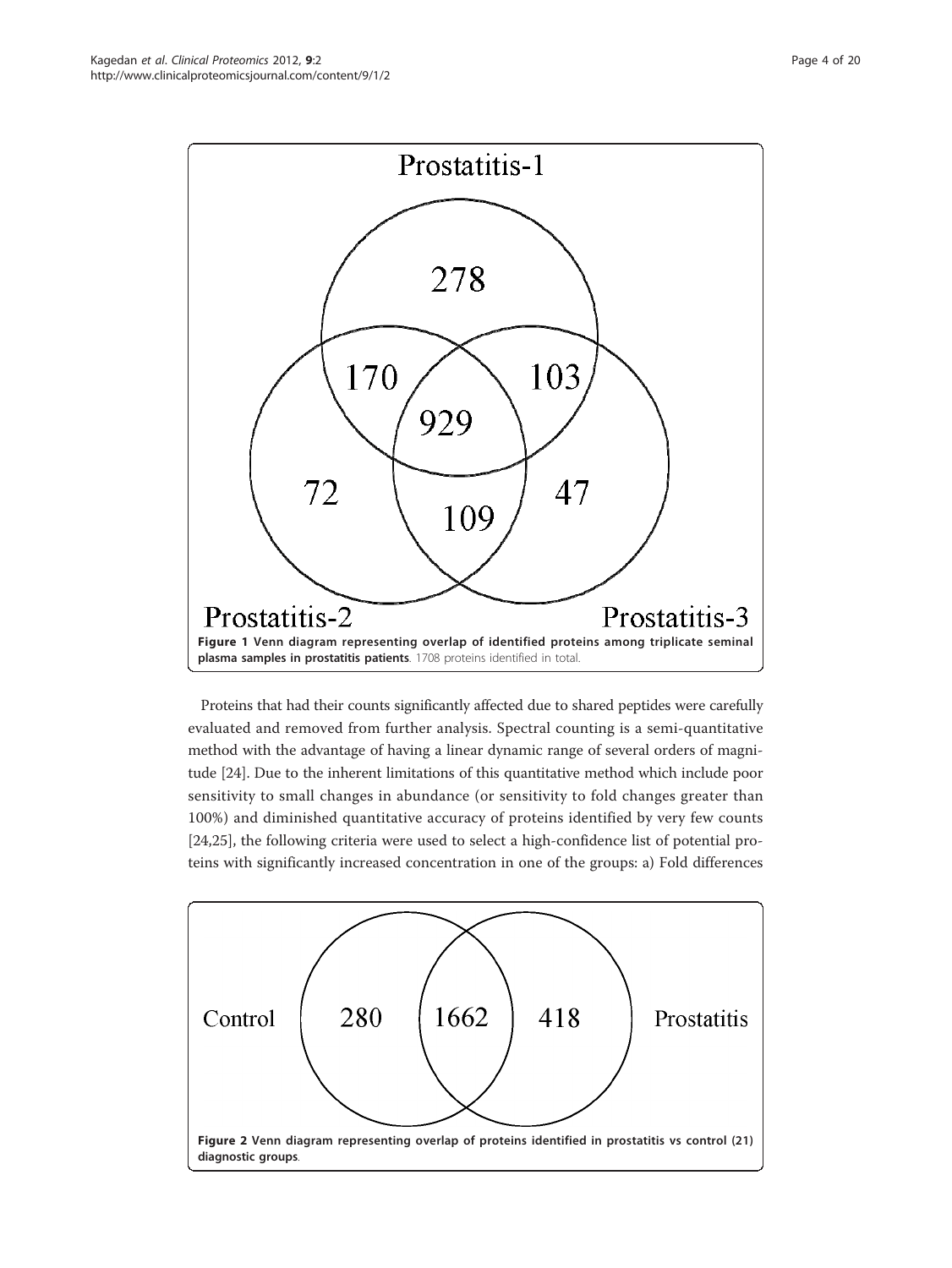Figure 1 Venn diagram representing overlap of identified proteins among triplicate seminal plasma samples in prostatitis patients. 1708 proteins identified in total.

Proteins that had their counts significantly affected due to shared peptides were carefully evaluated and removed from further analysis. Spectral counting is a semi-quantitative method with the advantage of having a linear dynamic range of several orders of magnitude [24]. Due to the inherent limitations of this quantitative method which include poor sensitivity to small changes in abundance (or sensitivity to fold changes greater than 100%) and diminished quantitative accuracy of proteins identified by very few counts [24,25], the following criteria were used to select a high-confidence list of potential proteins with significantly increased concentration in one of the groups: a) Fold differences

Figure 2 Venn diagram representing overlap of proteins identified in prostatitis vs control (21) diagnostic groups.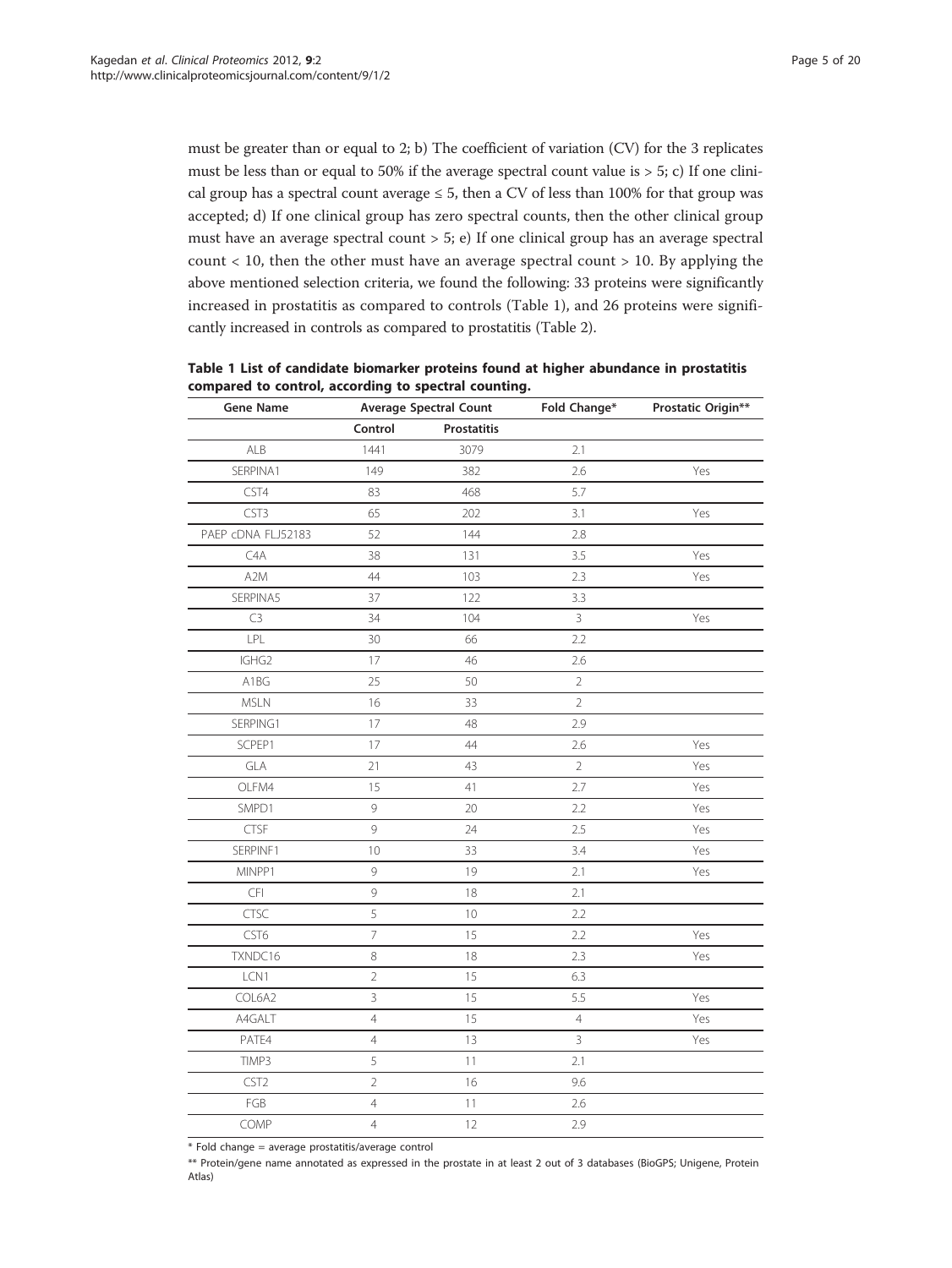must be greater than or equal to 2; b) The coefficient of variation (CV) for the 3 replicates must be less than or equal to 50% if the average spectral count value is > 5; c) If one clinical group has a spectral count average ≤ 5, then a CV of less than 100% for that group was accepted; d) If one clinical group has zero spectral counts, then the other clinical group must have an average spectral count > 5; e) If one clinical group has an average spectral count < 10, then the other must have an average spectral count > 10. By applying the above mentioned selection criteria, we found the following: 33 proteins were significantly increased in prostatitis as compared to controls (Table 1), and 26 proteins were significantly increased in controls as compared to prostatitis (Table 2).

**Table 1 List of candidate biomarker proteins found at higher abundance in prostatitis compared to control, according to spectral counting.**

| Gene Name | Average Spectral Count | | Fold Change* | Prostatic Origin** |
|---|---|---|---|---|
| | Control | Prostatitis | | |
| ALB | 1441 | 3079 | 2.1 | |
| SERPINA1 | 149 | 382 | 2.6 | Yes |
| CST4 | 83 | 468 | 5.7 | |
| CST3 | 65 | 202 | 3.1 | Yes |
| PAEP cDNA FLJ52183 | 52 | 144 | 2.8 | |
| C4A | 38 | 131 | 3.5 | Yes |
| A2M | 44 | 103 | 2.3 | Yes |
| SERPINA5 | 37 | 122 | 3.3 | |
| C3 | 34 | 104 | 3 | Yes |
| LPL | 30 | 66 | 2.2 | |
| IGHG2 | 17 | 46 | 2.6 | |
| A1BG | 25 | 50 | 2 | |
| MSLN | 16 | 33 | 2 | |
| SERPING1 | 17 | 48 | 2.9 | |
| SCPEP1 | 17 | 44 | 2.6 | Yes |
| GLA | 21 | 43 | 2 | Yes |
| OLFM4 | 15 | 41 | 2.7 | Yes |
| SMPD1 | 9 | 20 | 2.2 | Yes |
| CTSF | 9 | 24 | 2.5 | Yes |
| SERPINF1 | 10 | 33 | 3.4 | Yes |
| MINPP1 | 9 | 19 | 2.1 | Yes |
| CFI | 9 | 18 | 2.1 | |
| CTSC | 5 | 10 | 2.2 | |
| CST6 | 7 | 15 | 2.2 | Yes |
| TXNDC16 | 8 | 18 | 2.3 | Yes |
| LCN1 | 2 | 15 | 6.3 | |
| COL6A2 | 3 | 15 | 5.5 | Yes |
| A4GALT | 4 | 15 | 4 | Yes |
| PATE4 | 4 | 13 | 3 | Yes |
| TIMP3 | 5 | 11 | 2.1 | |
| CST2 | 2 | 16 | 9.6 | |
| FGB | 4 | 11 | 2.6 | |
| COMP | 4 | 12 | 2.9 | |

\* Fold change = average prostatitis/average control

\*\* Protein/gene name annotated as expressed in the prostate in at least 2 out of 3 databases (BioGPS; Unigene, Protein Atlas)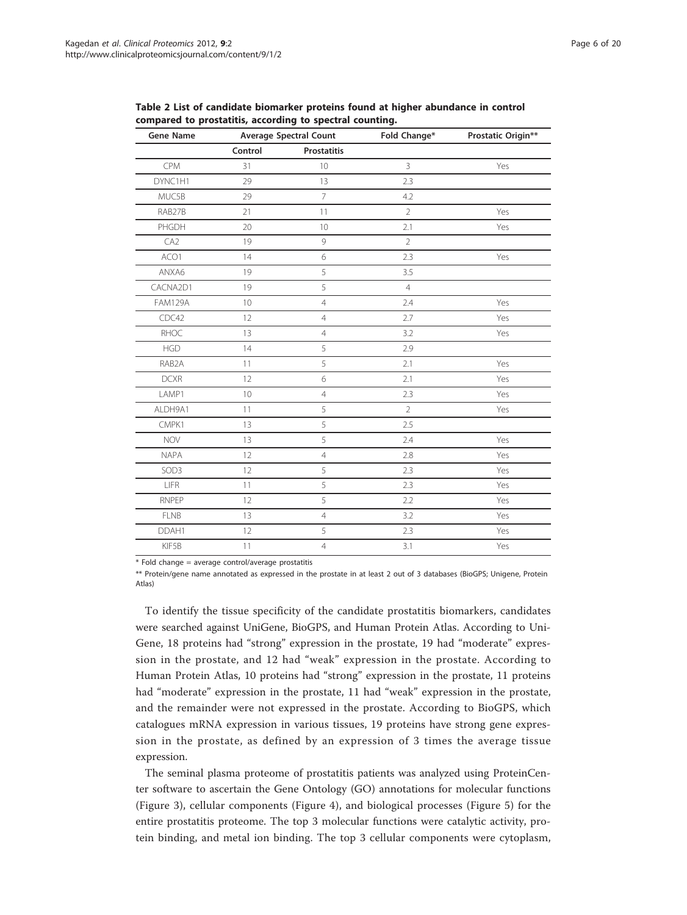**Table 2 List of candidate biomarker proteins found at higher abundance in control compared to prostatitis, according to spectral counting.**

| Gene Name | Average Spectral Count | | Fold Change* | Prostatic Origin** |
|---|---|---|---|---|
| | Control | Prostatitis | | |
| CPM | 31 | 10 | 3 | Yes |
| DYNC1H1 | 29 | 13 | 2.3 | |
| MUC5B | 29 | 7 | 4.2 | |
| RAB27B | 21 | 11 | 2 | Yes |
| PHGDH | 20 | 10 | 2.1 | Yes |
| CA2 | 19 | 9 | 2 | |
| ACO1 | 14 | 6 | 2.3 | Yes |
| ANXA6 | 19 | 5 | 3.5 | |
| CACNA2D1 | 19 | 5 | 4 | |
| FAM129A | 10 | 4 | 2.4 | Yes |
| CDC42 | 12 | 4 | 2.7 | Yes |
| RHOC | 13 | 4 | 3.2 | Yes |
| HGD | 14 | 5 | 2.9 | |
| RAB2A | 11 | 5 | 2.1 | Yes |
| DCXR | 12 | 6 | 2.1 | Yes |
| LAMP1 | 10 | 4 | 2.3 | Yes |
| ALDH9A1 | 11 | 5 | 2 | Yes |
| CMPK1 | 13 | 5 | 2.5 | |
| NOV | 13 | 5 | 2.4 | Yes |
| NAPA | 12 | 4 | 2.8 | Yes |
| SOD3 | 12 | 5 | 2.3 | Yes |
| LIFR | 11 | 5 | 2.3 | Yes |
| RNPEP | 12 | 5 | 2.2 | Yes |
| FLNB | 13 | 4 | 3.2 | Yes |
| DDAH1 | 12 | 5 | 2.3 | Yes |
| KIF5B | 11 | 4 | 3.1 | Yes |

* Fold change = average control/average prostatitis

** Protein/gene name annotated as expressed in the prostate in at least 2 out of 3 databases (BioGPS; Unigene, Protein Atlas)

To identify the tissue specificity of the candidate prostatitis biomarkers, candidates were searched against UniGene, BioGPS, and Human Protein Atlas. According to UniGene, 18 proteins had "strong" expression in the prostate, 19 had "moderate" expression in the prostate, and 12 had "weak" expression in the prostate. According to Human Protein Atlas, 10 proteins had "strong" expression in the prostate, 11 proteins had "moderate" expression in the prostate, 11 had "weak" expression in the prostate, and the remainder were not expressed in the prostate. According to BioGPS, which catalogues mRNA expression in various tissues, 19 proteins have strong gene expression in the prostate, as defined by an expression of 3 times the average tissue expression.

The seminal plasma proteome of prostatitis patients was analyzed using ProteinCenter software to ascertain the Gene Ontology (GO) annotations for molecular functions (Figure 3), cellular components (Figure 4), and biological processes (Figure 5) for the entire prostatitis proteome. The top 3 molecular functions were catalytic activity, protein binding, and metal ion binding. The top 3 cellular components were cytoplasm,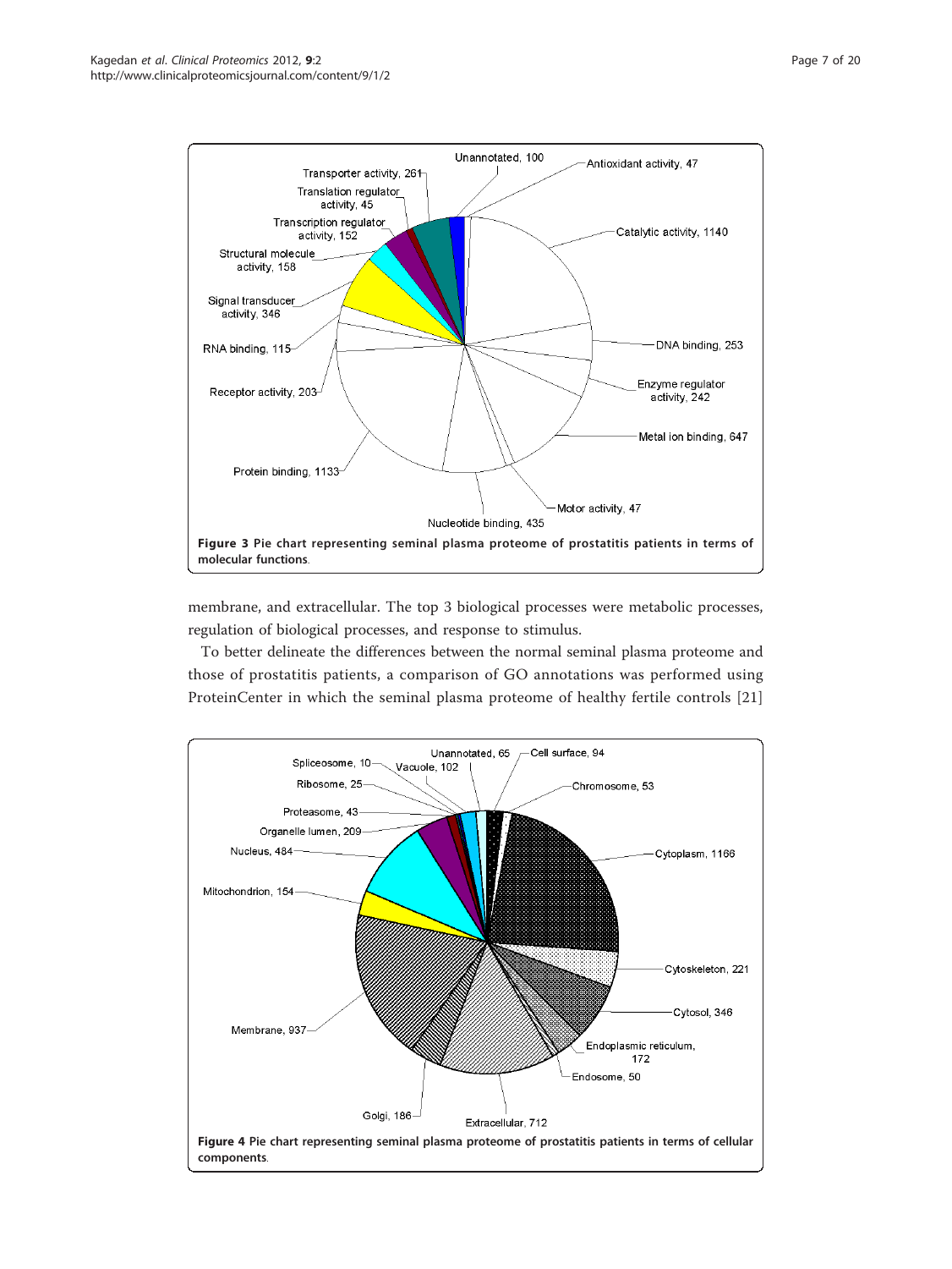Figure 3 Pie chart representing seminal plasma proteome of prostatitis patients in terms of molecular functions.

membrane, and extracellular. The top 3 biological processes were metabolic processes, regulation of biological processes, and response to stimulus.

To better delineate the differences between the normal seminal plasma proteome and those of prostatitis patients, a comparison of GO annotations was performed using ProteinCenter in which the seminal plasma proteome of healthy fertile controls [21]

Figure 4 Pie chart representing seminal plasma proteome of prostatitis patients in terms of cellular components.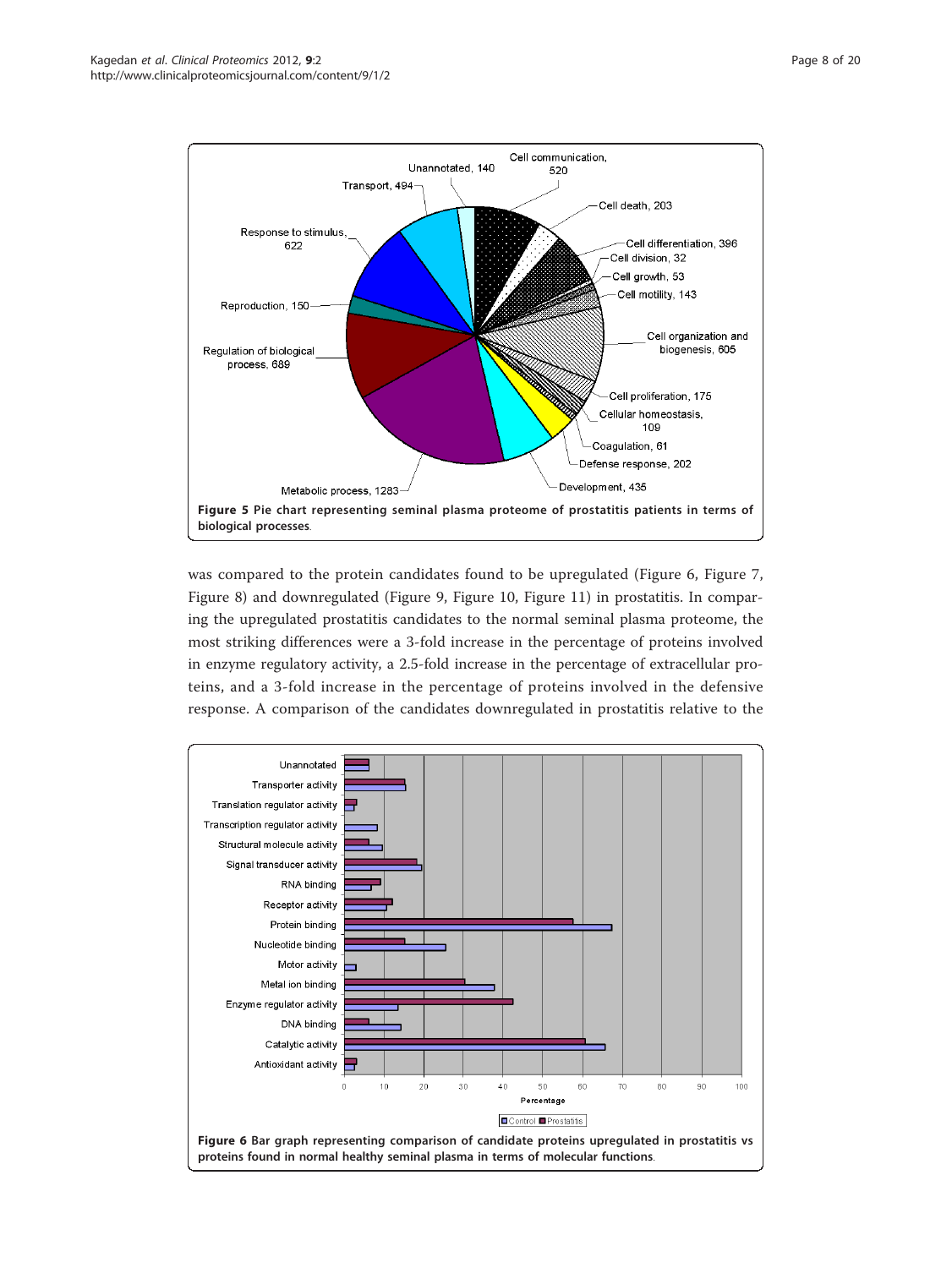Figure 5 Pie chart representing seminal plasma proteome of prostatitis patients in terms of biological processes.

was compared to the protein candidates found to be upregulated (Figure 6, Figure 7, Figure 8) and downregulated (Figure 9, Figure 10, Figure 11) in prostatitis. In comparing the upregulated prostatitis candidates to the normal seminal plasma proteome, the most striking differences were a 3-fold increase in the percentage of proteins involved in enzyme regulatory activity, a 2.5-fold increase in the percentage of extracellular proteins, and a 3-fold increase in the percentage of proteins involved in the defensive response. A comparison of the candidates downregulated in prostatitis relative to the

Figure 6 Bar graph representing comparison of candidate proteins upregulated in prostatitis vs proteins found in normal healthy seminal plasma in terms of molecular functions.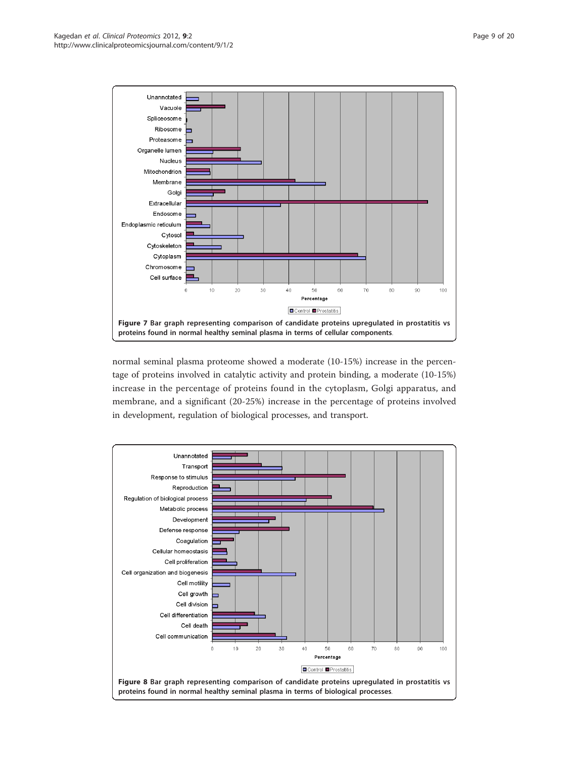Figure 7 Bar graph representing comparison of candidate proteins upregulated in prostatitis vs proteins found in normal healthy seminal plasma in terms of cellular components.

normal seminal plasma proteome showed a moderate (10-15%) increase in the percentage of proteins involved in catalytic activity and protein binding, a moderate (10-15%) increase in the percentage of proteins found in the cytoplasm, Golgi apparatus, and membrane, and a significant (20-25%) increase in the percentage of proteins involved in development, regulation of biological processes, and transport.

Figure 8 Bar graph representing comparison of candidate proteins upregulated in prostatitis vs proteins found in normal healthy seminal plasma in terms of biological processes.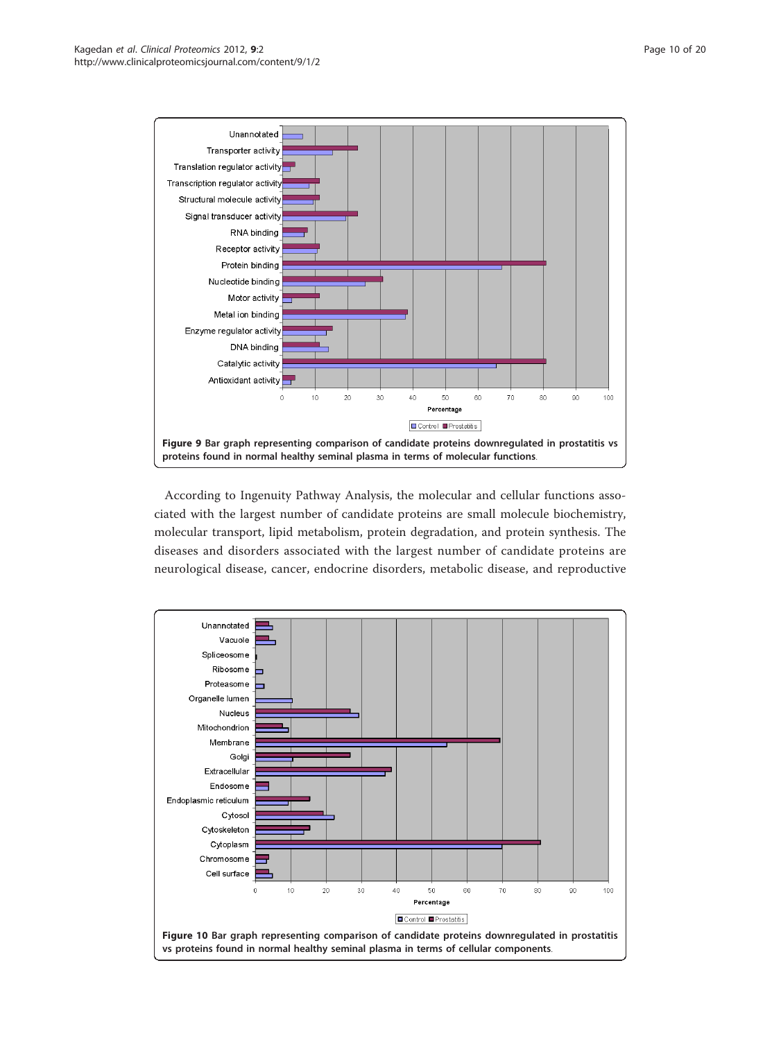Figure 9 Bar graph representing comparison of candidate proteins downregulated in prostatitis vs proteins found in normal healthy seminal plasma in terms of molecular functions.

According to Ingenuity Pathway Analysis, the molecular and cellular functions associated with the largest number of candidate proteins are small molecule biochemistry, molecular transport, lipid metabolism, protein degradation, and protein synthesis. The diseases and disorders associated with the largest number of candidate proteins are neurological disease, cancer, endocrine disorders, metabolic disease, and reproductive

Figure 10 Bar graph representing comparison of candidate proteins downregulated in prostatitis vs proteins found in normal healthy seminal plasma in terms of cellular components.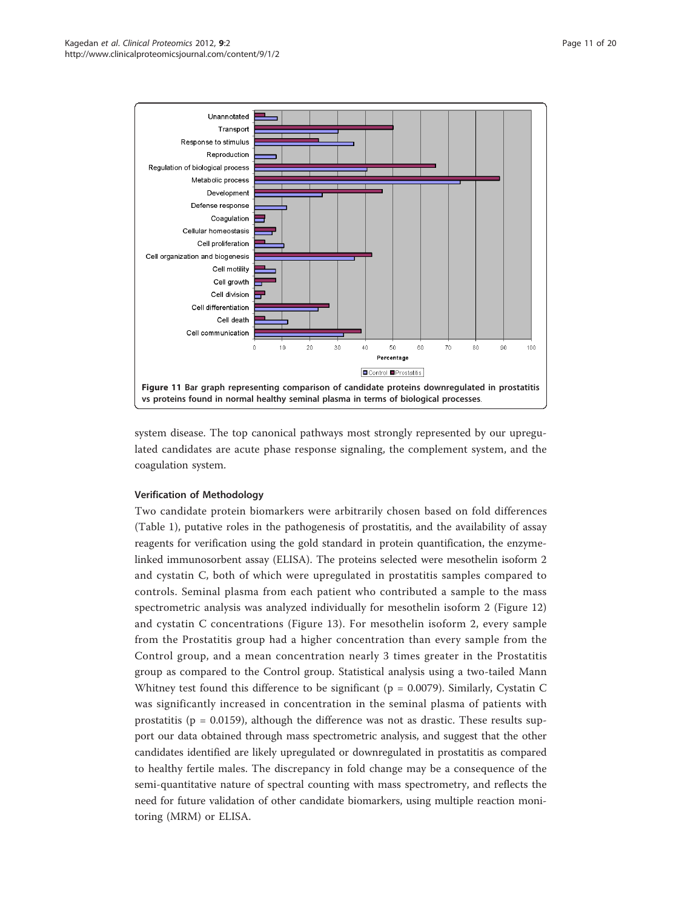**Figure 11 Bar graph representing comparison of candidate proteins downregulated in prostatitis vs proteins found in normal healthy seminal plasma in terms of biological processes**.

system disease. The top canonical pathways most strongly represented by our upregulated candidates are acute phase response signaling, the complement system, and the coagulation system.

### Verification of Methodology

Two candidate protein biomarkers were arbitrarily chosen based on fold differences (Table 1), putative roles in the pathogenesis of prostatitis, and the availability of assay reagents for verification using the gold standard in protein quantification, the enzyme-linked immunosorbent assay (ELISA). The proteins selected were mesothelin isoform 2 and cystatin C, both of which were upregulated in prostatitis samples compared to controls. Seminal plasma from each patient who contributed a sample to the mass spectrometric analysis was analyzed individually for mesothelin isoform 2 (Figure 12) and cystatin C concentrations (Figure 13). For mesothelin isoform 2, every sample from the Prostatitis group had a higher concentration than every sample from the Control group, and a mean concentration nearly 3 times greater in the Prostatitis group as compared to the Control group. Statistical analysis using a two-tailed Mann Whitney test found this difference to be significant ($p = 0.0079$). Similarly, Cystatin C was significantly increased in concentration in the seminal plasma of patients with prostatitis ($p = 0.0159$), although the difference was not as drastic. These results support our data obtained through mass spectrometric analysis, and suggest that the other candidates identified are likely upregulated or downregulated in prostatitis as compared to healthy fertile males. The discrepancy in fold change may be a consequence of the semi-quantitative nature of spectral counting with mass spectrometry, and reflects the need for future validation of other candidate biomarkers, using multiple reaction monitoring (MRM) or ELISA.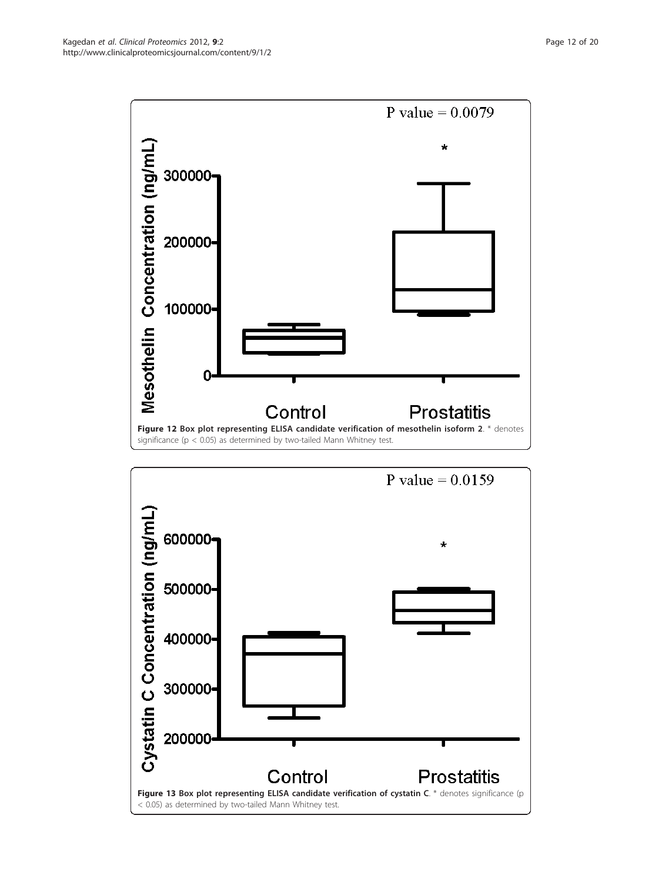**Figure 12 Box plot representing ELISA candidate verification of mesothelin isoform 2**. * denotes significance ($p < 0.05$) as determined by two-tailed Mann Whitney test.

**Figure 13 Box plot representing ELISA candidate verification of cystatin C**. * denotes significance ($p < 0.05$) as determined by two-tailed Mann Whitney test.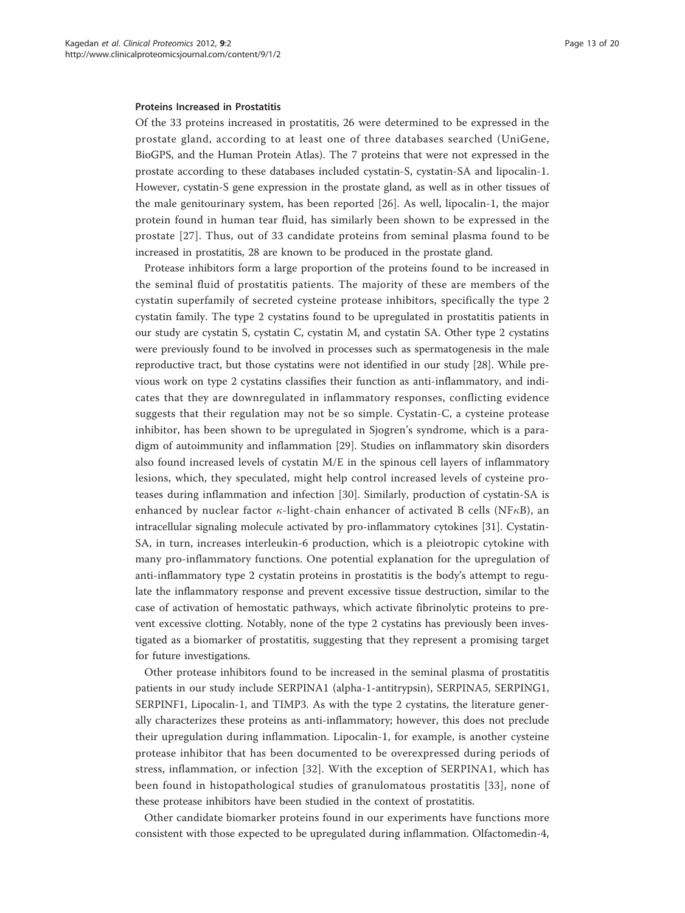#### Proteins Increased in Prostatitis

Of the 33 proteins increased in prostatitis, 26 were determined to be expressed in the prostate gland, according to at least one of three databases searched (UniGene, BioGPS, and the Human Protein Atlas). The 7 proteins that were not expressed in the prostate according to these databases included cystatin-S, cystatin-SA and lipocalin-1. However, cystatin-S gene expression in the prostate gland, as well as in other tissues of the male genitourinary system, has been reported [26]. As well, lipocalin-1, the major protein found in human tear fluid, has similarly been shown to be expressed in the prostate [27]. Thus, out of 33 candidate proteins from seminal plasma found to be increased in prostatitis, 28 are known to be produced in the prostate gland.

Protease inhibitors form a large proportion of the proteins found to be increased in the seminal fluid of prostatitis patients. The majority of these are members of the cystatin superfamily of secreted cysteine protease inhibitors, specifically the type 2 cystatin family. The type 2 cystatins found to be upregulated in prostatitis patients in our study are cystatin S, cystatin C, cystatin M, and cystatin SA. Other type 2 cystatins were previously found to be involved in processes such as spermatogenesis in the male reproductive tract, but those cystatins were not identified in our study [28]. While previous work on type 2 cystatins classifies their function as anti-inflammatory, and indicates that they are downregulated in inflammatory responses, conflicting evidence suggests that their regulation may not be so simple. Cystatin-C, a cysteine protease inhibitor, has been shown to be upregulated in Sjogren's syndrome, which is a paradigm of autoimmunity and inflammation [29]. Studies on inflammatory skin disorders also found increased levels of cystatin M/E in the spinous cell layers of inflammatory lesions, which, they speculated, might help control increased levels of cysteine proteases during inflammation and infection [30]. Similarly, production of cystatin-SA is enhanced by nuclear factor $\kappa$-light-chain enhancer of activated B cells (NF$\kappa$B), an intracellular signaling molecule activated by pro-inflammatory cytokines [31]. Cystatin-SA, in turn, increases interleukin-6 production, which is a pleiotropic cytokine with many pro-inflammatory functions. One potential explanation for the upregulation of anti-inflammatory type 2 cystatin proteins in prostatitis is the body's attempt to regulate the inflammatory response and prevent excessive tissue destruction, similar to the case of activation of hemostatic pathways, which activate fibrinolytic proteins to prevent excessive clotting. Notably, none of the type 2 cystatins has previously been investigated as a biomarker of prostatitis, suggesting that they represent a promising target for future investigations.

Other protease inhibitors found to be increased in the seminal plasma of prostatitis patients in our study include SERPINA1 (alpha-1-antitrypsin), SERPINA5, SERPING1, SERPINF1, Lipocalin-1, and TIMP3. As with the type 2 cystatins, the literature generally characterizes these proteins as anti-inflammatory; however, this does not preclude their upregulation during inflammation. Lipocalin-1, for example, is another cysteine protease inhibitor that has been documented to be overexpressed during periods of stress, inflammation, or infection [32]. With the exception of SERPINA1, which has been found in histopathological studies of granulomatous prostatitis [33], none of these protease inhibitors have been studied in the context of prostatitis.

Other candidate biomarker proteins found in our experiments have functions more consistent with those expected to be upregulated during inflammation. Olfactomedin-4,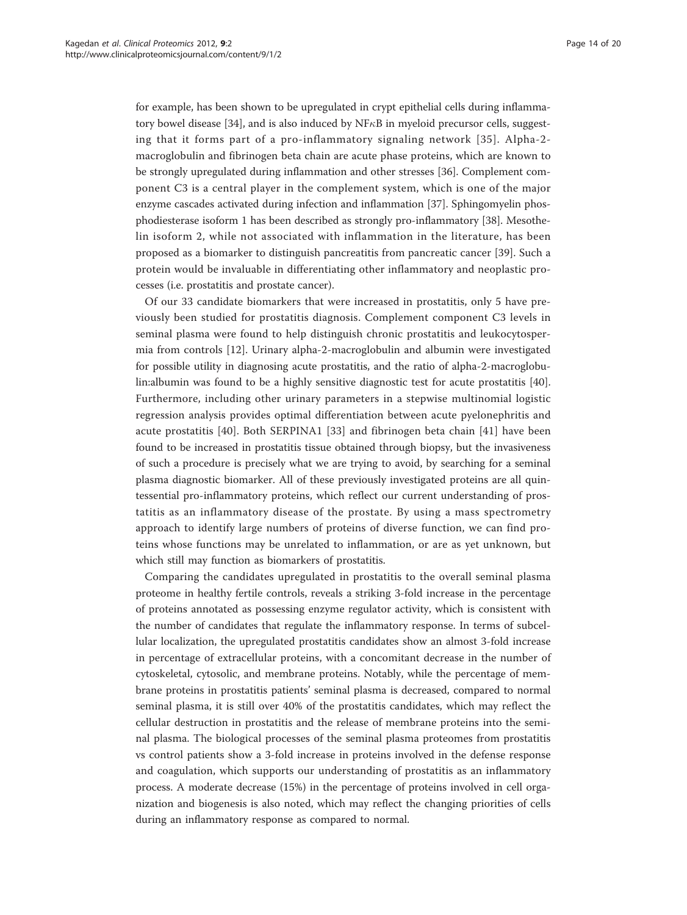for example, has been shown to be upregulated in crypt epithelial cells during inflammatory bowel disease [34], and is also induced by NF$\kappa$B in myeloid precursor cells, suggesting that it forms part of a pro-inflammatory signaling network [35]. Alpha-2-macroglobulin and fibrinogen beta chain are acute phase proteins, which are known to be strongly upregulated during inflammation and other stresses [36]. Complement component C3 is a central player in the complement system, which is one of the major enzyme cascades activated during infection and inflammation [37]. Sphingomyelin phosphodiesterase isoform 1 has been described as strongly pro-inflammatory [38]. Mesothelin isoform 2, while not associated with inflammation in the literature, has been proposed as a biomarker to distinguish pancreatitis from pancreatic cancer [39]. Such a protein would be invaluable in differentiating other inflammatory and neoplastic processes (i.e. prostatitis and prostate cancer).

Of our 33 candidate biomarkers that were increased in prostatitis, only 5 have previously been studied for prostatitis diagnosis. Complement component C3 levels in seminal plasma were found to help distinguish chronic prostatitis and leukocytospermia from controls [12]. Urinary alpha-2-macroglobulin and albumin were investigated for possible utility in diagnosing acute prostatitis, and the ratio of alpha-2-macroglobulin:albumin was found to be a highly sensitive diagnostic test for acute prostatitis [40]. Furthermore, including other urinary parameters in a stepwise multinomial logistic regression analysis provides optimal differentiation between acute pyelonephritis and acute prostatitis [40]. Both SERPINA1 [33] and fibrinogen beta chain [41] have been found to be increased in prostatitis tissue obtained through biopsy, but the invasiveness of such a procedure is precisely what we are trying to avoid, by searching for a seminal plasma diagnostic biomarker. All of these previously investigated proteins are all quintessential pro-inflammatory proteins, which reflect our current understanding of prostatitis as an inflammatory disease of the prostate. By using a mass spectrometry approach to identify large numbers of proteins of diverse function, we can find proteins whose functions may be unrelated to inflammation, or are as yet unknown, but which still may function as biomarkers of prostatitis.

Comparing the candidates upregulated in prostatitis to the overall seminal plasma proteome in healthy fertile controls, reveals a striking 3-fold increase in the percentage of proteins annotated as possessing enzyme regulator activity, which is consistent with the number of candidates that regulate the inflammatory response. In terms of subcellular localization, the upregulated prostatitis candidates show an almost 3-fold increase in percentage of extracellular proteins, with a concomitant decrease in the number of cytoskeletal, cytosolic, and membrane proteins. Notably, while the percentage of membrane proteins in prostatitis patients' seminal plasma is decreased, compared to normal seminal plasma, it is still over 40% of the prostatitis candidates, which may reflect the cellular destruction in prostatitis and the release of membrane proteins into the seminal plasma. The biological processes of the seminal plasma proteomes from prostatitis vs control patients show a 3-fold increase in proteins involved in the defense response and coagulation, which supports our understanding of prostatitis as an inflammatory process. A moderate decrease (15%) in the percentage of proteins involved in cell organization and biogenesis is also noted, which may reflect the changing priorities of cells during an inflammatory response as compared to normal.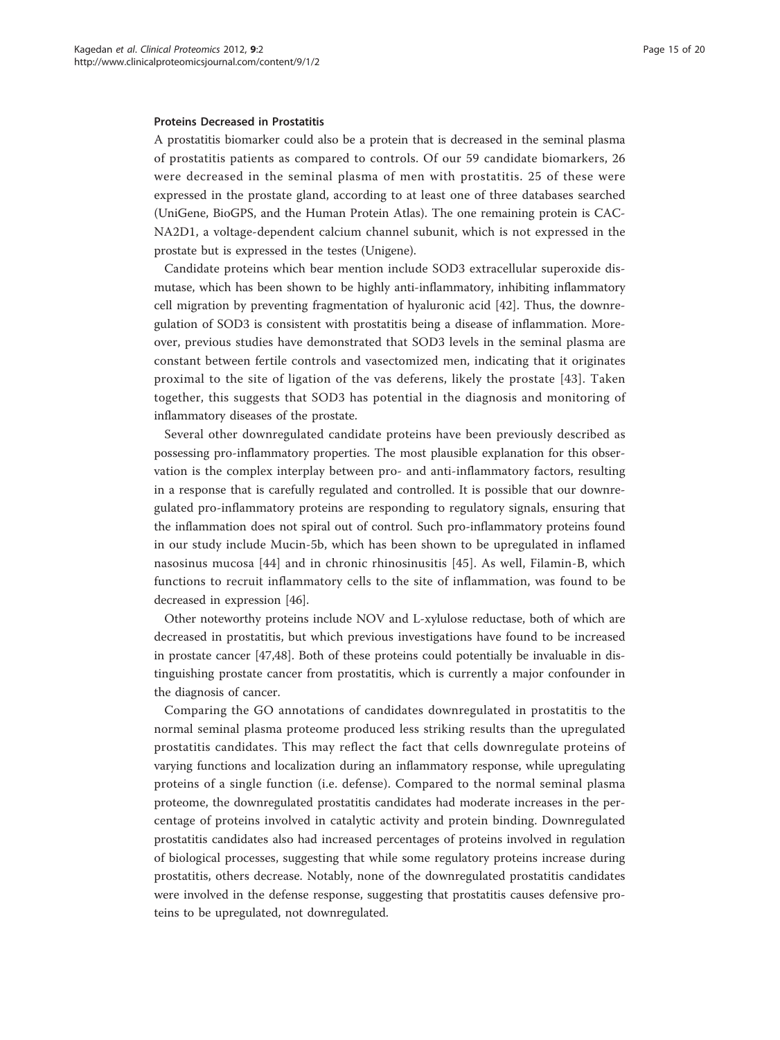#### Proteins Decreased in Prostatitis

A prostatitis biomarker could also be a protein that is decreased in the seminal plasma of prostatitis patients as compared to controls. Of our 59 candidate biomarkers, 26 were decreased in the seminal plasma of men with prostatitis. 25 of these were expressed in the prostate gland, according to at least one of three databases searched (UniGene, BioGPS, and the Human Protein Atlas). The one remaining protein is CACNA2D1, a voltage-dependent calcium channel subunit, which is not expressed in the prostate but is expressed in the testes (Unigene).

Candidate proteins which bear mention include SOD3 extracellular superoxide dismutase, which has been shown to be highly anti-inflammatory, inhibiting inflammatory cell migration by preventing fragmentation of hyaluronic acid [42]. Thus, the downregulation of SOD3 is consistent with prostatitis being a disease of inflammation. Moreover, previous studies have demonstrated that SOD3 levels in the seminal plasma are constant between fertile controls and vasectomized men, indicating that it originates proximal to the site of ligation of the vas deferens, likely the prostate [43]. Taken together, this suggests that SOD3 has potential in the diagnosis and monitoring of inflammatory diseases of the prostate.

Several other downregulated candidate proteins have been previously described as possessing pro-inflammatory properties. The most plausible explanation for this observation is the complex interplay between pro- and anti-inflammatory factors, resulting in a response that is carefully regulated and controlled. It is possible that our downregulated pro-inflammatory proteins are responding to regulatory signals, ensuring that the inflammation does not spiral out of control. Such pro-inflammatory proteins found in our study include Mucin-5b, which has been shown to be upregulated in inflamed nasosinus mucosa [44] and in chronic rhinosinusitis [45]. As well, Filamin-B, which functions to recruit inflammatory cells to the site of inflammation, was found to be decreased in expression [46].

Other noteworthy proteins include NOV and L-xylulose reductase, both of which are decreased in prostatitis, but which previous investigations have found to be increased in prostate cancer [47,48]. Both of these proteins could potentially be invaluable in distinguishing prostate cancer from prostatitis, which is currently a major confounder in the diagnosis of cancer.

Comparing the GO annotations of candidates downregulated in prostatitis to the normal seminal plasma proteome produced less striking results than the upregulated prostatitis candidates. This may reflect the fact that cells downregulate proteins of varying functions and localization during an inflammatory response, while upregulating proteins of a single function (i.e. defense). Compared to the normal seminal plasma proteome, the downregulated prostatitis candidates had moderate increases in the percentage of proteins involved in catalytic activity and protein binding. Downregulated prostatitis candidates also had increased percentages of proteins involved in regulation of biological processes, suggesting that while some regulatory proteins increase during prostatitis, others decrease. Notably, none of the downregulated prostatitis candidates were involved in the defense response, suggesting that prostatitis causes defensive proteins to be upregulated, not downregulated.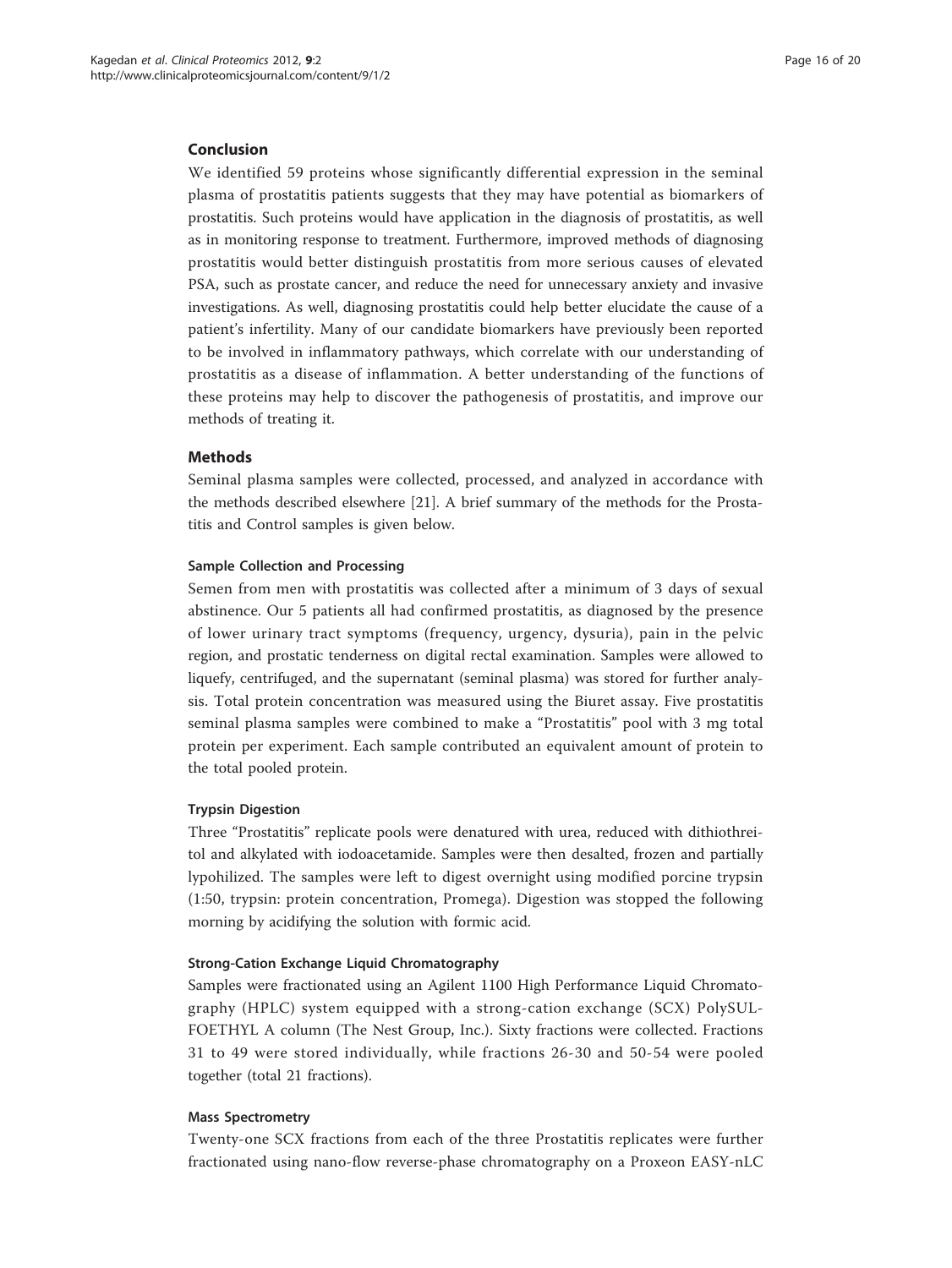## Conclusion

We identified 59 proteins whose significantly differential expression in the seminal plasma of prostatitis patients suggests that they may have potential as biomarkers of prostatitis. Such proteins would have application in the diagnosis of prostatitis, as well as in monitoring response to treatment. Furthermore, improved methods of diagnosing prostatitis would better distinguish prostatitis from more serious causes of elevated PSA, such as prostate cancer, and reduce the need for unnecessary anxiety and invasive investigations. As well, diagnosing prostatitis could help better elucidate the cause of a patient's infertility. Many of our candidate biomarkers have previously been reported to be involved in inflammatory pathways, which correlate with our understanding of prostatitis as a disease of inflammation. A better understanding of the functions of these proteins may help to discover the pathogenesis of prostatitis, and improve our methods of treating it.

## Methods

Seminal plasma samples were collected, processed, and analyzed in accordance with the methods described elsewhere [21]. A brief summary of the methods for the Prostatitis and Control samples is given below.

### Sample Collection and Processing

Semen from men with prostatitis was collected after a minimum of 3 days of sexual abstinence. Our 5 patients all had confirmed prostatitis, as diagnosed by the presence of lower urinary tract symptoms (frequency, urgency, dysuria), pain in the pelvic region, and prostatic tenderness on digital rectal examination. Samples were allowed to liquefy, centrifuged, and the supernatant (seminal plasma) was stored for further analysis. Total protein concentration was measured using the Biuret assay. Five prostatitis seminal plasma samples were combined to make a "Prostatitis" pool with 3 mg total protein per experiment. Each sample contributed an equivalent amount of protein to the total pooled protein.

### Trypsin Digestion

Three "Prostatitis" replicate pools were denatured with urea, reduced with dithiothreitol and alkylated with iodoacetamide. Samples were then desalted, frozen and partially lypohilized. The samples were left to digest overnight using modified porcine trypsin (1:50, trypsin: protein concentration, Promega). Digestion was stopped the following morning by acidifying the solution with formic acid.

### Strong-Cation Exchange Liquid Chromatography

Samples were fractionated using an Agilent 1100 High Performance Liquid Chromatography (HPLC) system equipped with a strong-cation exchange (SCX) PolySUL-FOETHYL A column (The Nest Group, Inc.). Sixty fractions were collected. Fractions 31 to 49 were stored individually, while fractions 26-30 and 50-54 were pooled together (total 21 fractions).

### Mass Spectrometry

Twenty-one SCX fractions from each of the three Prostatitis replicates were further fractionated using nano-flow reverse-phase chromatography on a Proxeon EASY-nLC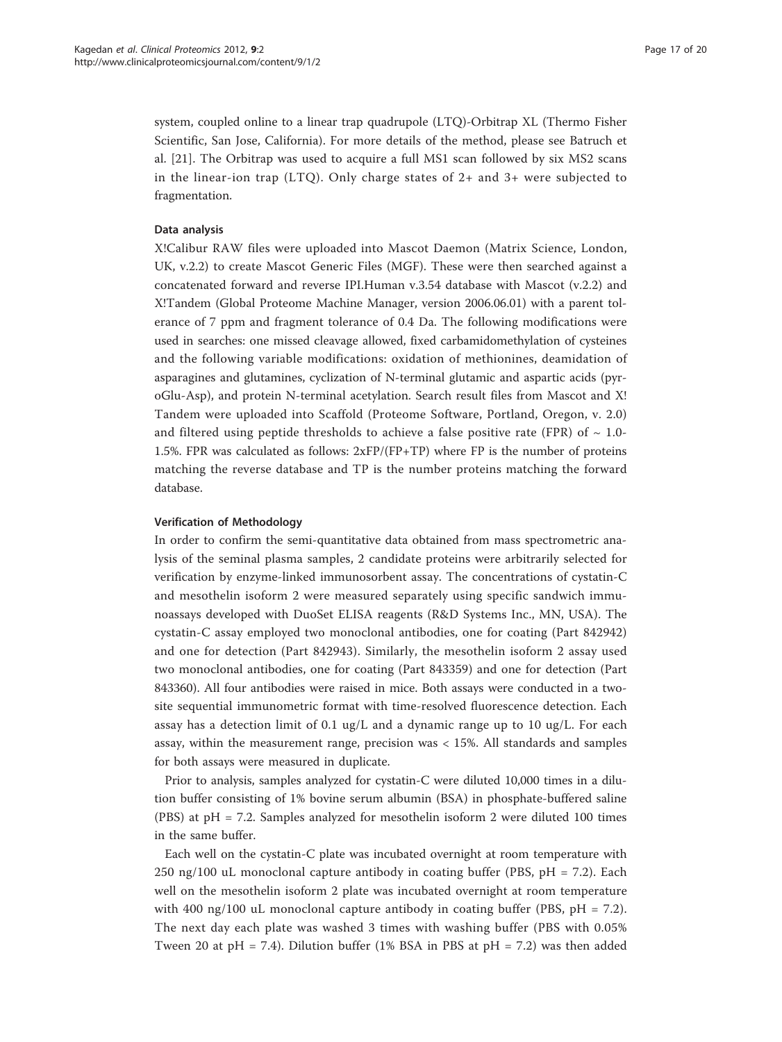system, coupled online to a linear trap quadrupole (LTQ)-Orbitrap XL (Thermo Fisher Scientific, San Jose, California). For more details of the method, please see Batruch et al. [21]. The Orbitrap was used to acquire a full MS1 scan followed by six MS2 scans in the linear-ion trap (LTQ). Only charge states of 2+ and 3+ were subjected to fragmentation.

#### Data analysis

X!Calibur RAW files were uploaded into Mascot Daemon (Matrix Science, London, UK, v.2.2) to create Mascot Generic Files (MGF). These were then searched against a concatenated forward and reverse IPI.Human v.3.54 database with Mascot (v.2.2) and X!Tandem (Global Proteome Machine Manager, version 2006.06.01) with a parent tolerance of 7 ppm and fragment tolerance of 0.4 Da. The following modifications were used in searches: one missed cleavage allowed, fixed carbamidomethylation of cysteines and the following variable modifications: oxidation of methionines, deamidation of asparagines and glutamines, cyclization of N-terminal glutamic and aspartic acids (pyroGlu-Asp), and protein N-terminal acetylation. Search result files from Mascot and X!Tandem were uploaded into Scaffold (Proteome Software, Portland, Oregon, v. 2.0) and filtered using peptide thresholds to achieve a false positive rate (FPR) of ~ 1.0-1.5%. FPR was calculated as follows: 2xFP/(FP+TP) where FP is the number of proteins matching the reverse database and TP is the number proteins matching the forward database.

#### Verification of Methodology

In order to confirm the semi-quantitative data obtained from mass spectrometric analysis of the seminal plasma samples, 2 candidate proteins were arbitrarily selected for verification by enzyme-linked immunosorbent assay. The concentrations of cystatin-C and mesothelin isoform 2 were measured separately using specific sandwich immunoassays developed with DuoSet ELISA reagents (R&D Systems Inc., MN, USA). The cystatin-C assay employed two monoclonal antibodies, one for coating (Part 842942) and one for detection (Part 842943). Similarly, the mesothelin isoform 2 assay used two monoclonal antibodies, one for coating (Part 843359) and one for detection (Part 843360). All four antibodies were raised in mice. Both assays were conducted in a two-site sequential immunometric format with time-resolved fluorescence detection. Each assay has a detection limit of 0.1 ug/L and a dynamic range up to 10 ug/L. For each assay, within the measurement range, precision was < 15%. All standards and samples for both assays were measured in duplicate.

Prior to analysis, samples analyzed for cystatin-C were diluted 10,000 times in a dilution buffer consisting of 1% bovine serum albumin (BSA) in phosphate-buffered saline (PBS) at pH = 7.2. Samples analyzed for mesothelin isoform 2 were diluted 100 times in the same buffer.

Each well on the cystatin-C plate was incubated overnight at room temperature with 250 ng/100 uL monoclonal capture antibody in coating buffer (PBS, pH = 7.2). Each well on the mesothelin isoform 2 plate was incubated overnight at room temperature with 400 ng/100 uL monoclonal capture antibody in coating buffer (PBS, pH = 7.2). The next day each plate was washed 3 times with washing buffer (PBS with 0.05% Tween 20 at pH = 7.4). Dilution buffer (1% BSA in PBS at pH = 7.2) was then added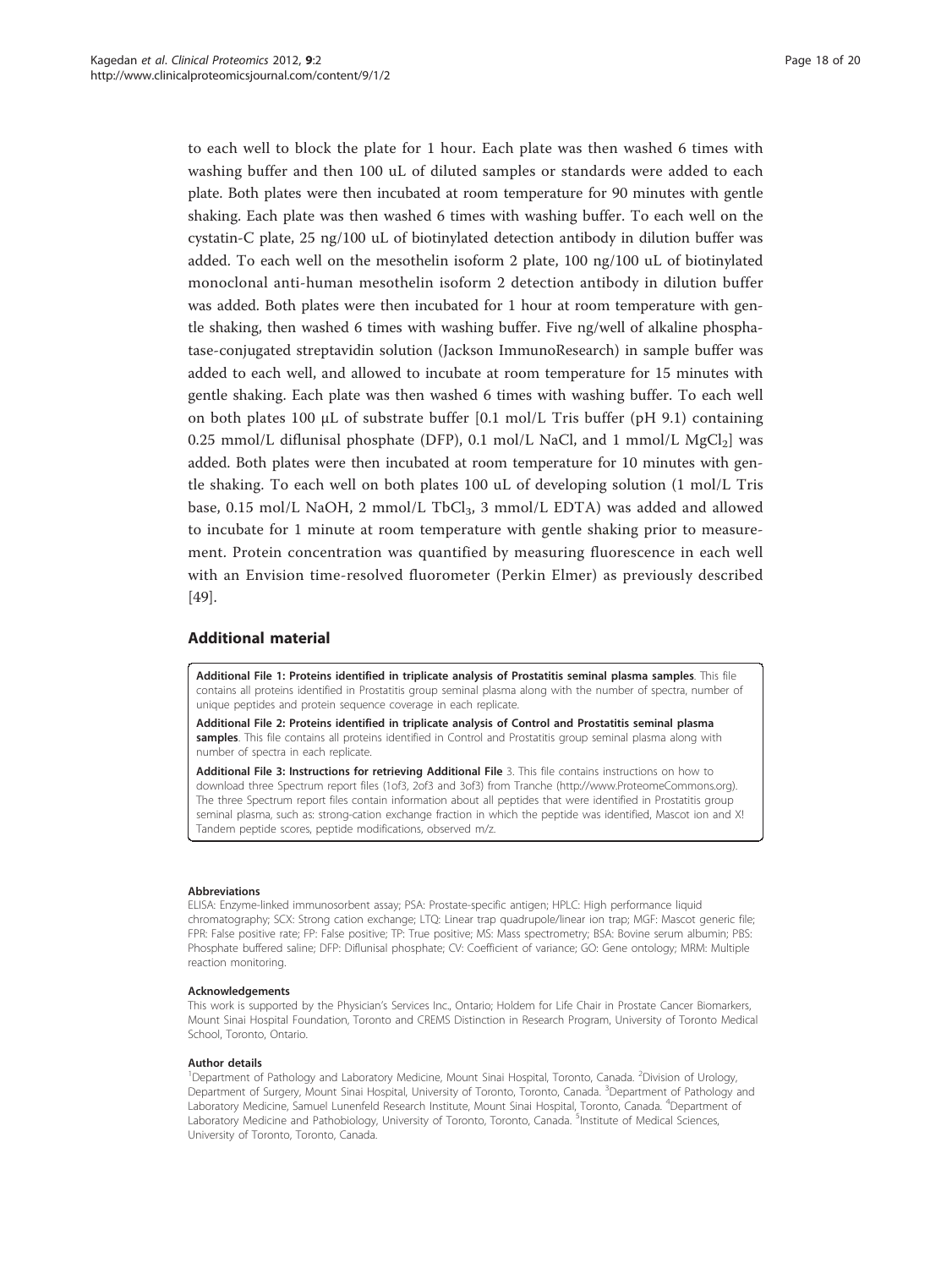to each well to block the plate for 1 hour. Each plate was then washed 6 times with washing buffer and then 100 uL of diluted samples or standards were added to each plate. Both plates were then incubated at room temperature for 90 minutes with gentle shaking. Each plate was then washed 6 times with washing buffer. To each well on the cystatin-C plate, 25 ng/100 uL of biotinylated detection antibody in dilution buffer was added. To each well on the mesothelin isoform 2 plate, 100 ng/100 uL of biotinylated monoclonal anti-human mesothelin isoform 2 detection antibody in dilution buffer was added. Both plates were then incubated for 1 hour at room temperature with gentle shaking, then washed 6 times with washing buffer. Five ng/well of alkaline phosphatase-conjugated streptavidin solution (Jackson ImmunoResearch) in sample buffer was added to each well, and allowed to incubate at room temperature for 15 minutes with gentle shaking. Each plate was then washed 6 times with washing buffer. To each well on both plates 100 μL of substrate buffer [0.1 mol/L Tris buffer (pH 9.1) containing 0.25 mmol/L diflunisal phosphate (DFP), 0.1 mol/L NaCl, and 1 mmol/L $MgCl_2$] was added. Both plates were then incubated at room temperature for 10 minutes with gentle shaking. To each well on both plates 100 uL of developing solution (1 mol/L Tris base, 0.15 mol/L NaOH, 2 mmol/L $TbCl_3$, 3 mmol/L EDTA) was added and allowed to incubate for 1 minute at room temperature with gentle shaking prior to measurement. Protein concentration was quantified by measuring fluorescence in each well with an Envision time-resolved fluorometer (Perkin Elmer) as previously described [49].

## Additional material

**Additional File 1: Proteins identified in triplicate analysis of Prostatitis seminal plasma samples**. This file contains all proteins identified in Prostatitis group seminal plasma along with the number of spectra, number of unique peptides and protein sequence coverage in each replicate.

**Additional File 2: Proteins identified in triplicate analysis of Control and Prostatitis seminal plasma samples**. This file contains all proteins identified in Control and Prostatitis group seminal plasma along with number of spectra in each replicate.

**Additional File 3: Instructions for retrieving Additional File** 3. This file contains instructions on how to download three Spectrum report files (1of3, 2of3 and 3of3) from Tranche (http://www.ProteomeCommons.org). The three Spectrum report files contain information about all peptides that were identified in Prostatitis group seminal plasma, such as: strong-cation exchange fraction in which the peptide was identified, Mascot ion and X! Tandem peptide scores, peptide modifications, observed m/z.

#### Abbreviations

ELISA: Enzyme-linked immunosorbent assay; PSA: Prostate-specific antigen; HPLC: High performance liquid chromatography; SCX: Strong cation exchange; LTQ: Linear trap quadrupole/linear ion trap; MGF: Mascot generic file; FPR: False positive rate; FP: False positive; TP: True positive; MS: Mass spectrometry; BSA: Bovine serum albumin; PBS: Phosphate buffered saline; DFP: Diflunisal phosphate; CV: Coefficient of variance; GO: Gene ontology; MRM: Multiple reaction monitoring.

#### Acknowledgements

This work is supported by the Physician's Services Inc., Ontario; Holdem for Life Chair in Prostate Cancer Biomarkers, Mount Sinai Hospital Foundation, Toronto and CREMS Distinction in Research Program, University of Toronto Medical School, Toronto, Ontario.

#### Author details

[1]Department of Pathology and Laboratory Medicine, Mount Sinai Hospital, Toronto, Canada. [2]Division of Urology, Department of Surgery, Mount Sinai Hospital, University of Toronto, Toronto, Canada. [3]Department of Pathology and Laboratory Medicine, Samuel Lunenfeld Research Institute, Mount Sinai Hospital, Toronto, Canada. [4]Department of Laboratory Medicine and Pathobiology, University of Toronto, Toronto, Canada. [5]Institute of Medical Sciences, University of Toronto, Toronto, Canada.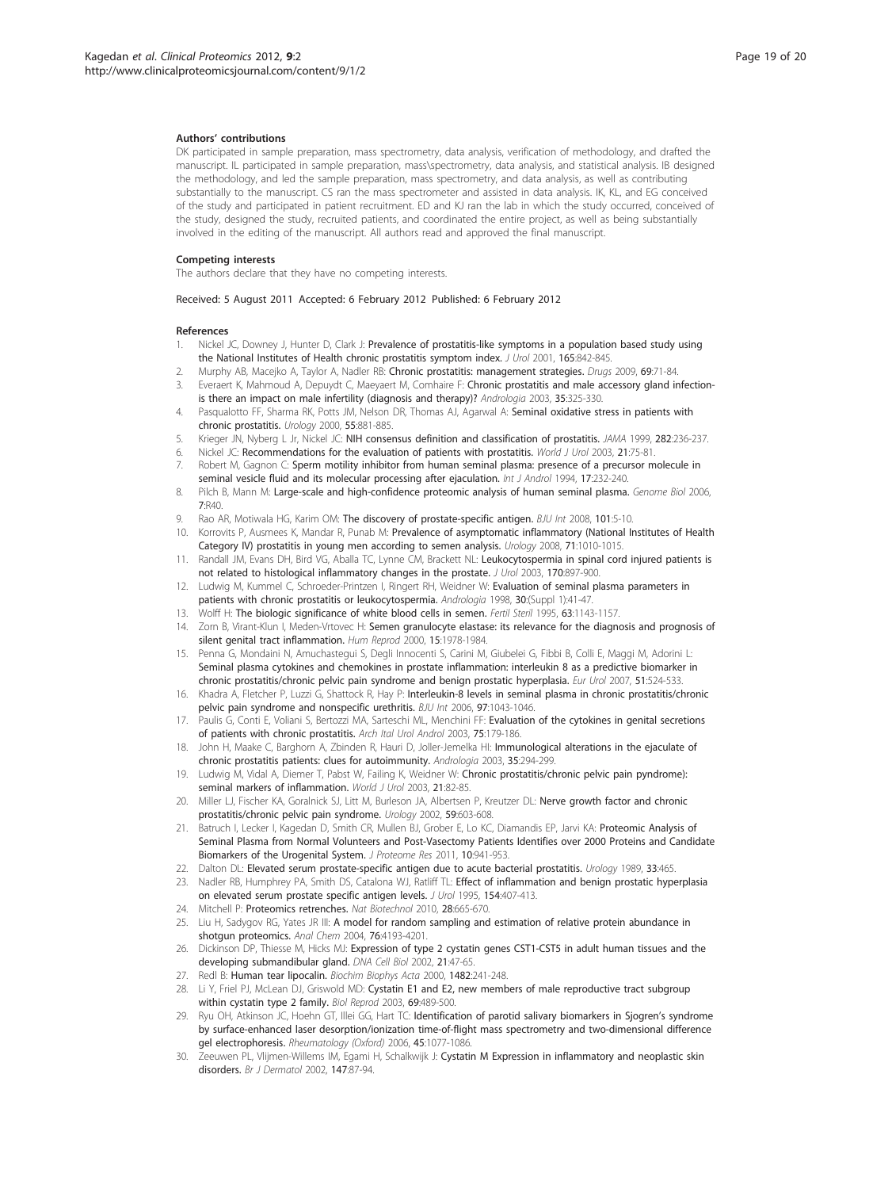### Authors' contributions

DK participated in sample preparation, mass spectrometry, data analysis, verification of methodology, and drafted the manuscript. IL participated in sample preparation, mass\spectrometry, data analysis, and statistical analysis. IB designed the methodology, and led the sample preparation, mass spectrometry, and data analysis, as well as contributing substantially to the manuscript. CS ran the mass spectrometer and assisted in data analysis. IK, KL, and EG conceived of the study and participated in patient recruitment. ED and KJ ran the lab in which the study occurred, conceived of the study, designed the study, recruited patients, and coordinated the entire project, as well as being substantially involved in the editing of the manuscript. All authors read and approved the final manuscript.

### Competing interests

The authors declare that they have no competing interests.

Received: 5 August 2011 Accepted: 6 February 2012 Published: 6 February 2012

### References

1. Nickel JC, Downey J, Hunter D, Clark J: Prevalence of prostatitis-like symptoms in a population based study using the National Institutes of Health chronic prostatitis symptom index. *J Urol* 2001, **165**:842-845.
2. Murphy AB, Macejko A, Taylor A, Nadler RB: Chronic prostatitis: management strategies. *Drugs* 2009, **69**:71-84.
3. Everaert K, Mahmoud A, Depuydt C, Maeyaert M, Comhaire F: Chronic prostatitis and male accessory gland infection-is there an impact on male infertility (diagnosis and therapy)? *Andrologia* 2003, **35**:325-330.
4. Pasqualotto FF, Sharma RK, Potts JM, Nelson DR, Thomas AJ, Agarwal A: Seminal oxidative stress in patients with chronic prostatitis. *Urology* 2000, **55**:881-885.
5. Krieger JN, Nyberg L Jr, Nickel JC: NIH consensus definition and classification of prostatitis. *JAMA* 1999, **282**:236-237.
6. Nickel JC: Recommendations for the evaluation of patients with prostatitis. *World J Urol* 2003, **21**:75-81.
7. Robert M, Gagnon C: Sperm motility inhibitor from human seminal plasma: presence of a precursor molecule in seminal vesicle fluid and its molecular processing after ejaculation. *Int J Androl* 1994, **17**:232-240.
8. Pilch B, Mann M: Large-scale and high-confidence proteomic analysis of human seminal plasma. *Genome Biol* 2006, **7**:R40.
9. Rao AR, Motiwala HG, Karim OM: The discovery of prostate-specific antigen. *BJU Int* 2008, **101**:5-10.
10. Korrovits P, Ausmees K, Mandar R, Punab M: Prevalence of asymptomatic inflammatory (National Institutes of Health Category IV) prostatitis in young men according to semen analysis. *Urology* 2008, **71**:1010-1015.
11. Randall JM, Evans DH, Bird VG, Aballa TC, Lynne CM, Brackett NL: Leukocytospermia in spinal cord injured patients is not related to histological inflammatory changes in the prostate. *J Urol* 2003, **170**:897-900.
12. Ludwig M, Kummel C, Schroeder-Printzen I, Ringert RH, Weidner W: Evaluation of seminal plasma parameters in patients with chronic prostatitis or leukocytospermia. *Andrologia* 1998, **30**:(Suppl 1):41-47.
13. Wolff H: The biologic significance of white blood cells in semen. *Fertil Steril* 1995, **63**:1143-1157.
14. Zorn B, Virant-Klun I, Meden-Vrtovec H: Semen granulocyte elastase: its relevance for the diagnosis and prognosis of silent genital tract inflammation. *Hum Reprod* 2000, **15**:1978-1984.
15. Penna G, Mondaini N, Amuchastegui S, Degli Innocenti S, Carini M, Giubelei G, Fibbi B, Colli E, Maggi M, Adorini L: Seminal plasma cytokines and chemokines in prostate inflammation: interleukin 8 as a predictive biomarker in chronic prostatitis/chronic pelvic pain syndrome and benign prostatic hyperplasia. *Eur Urol* 2007, **51**:524-533.
16. Khadra A, Fletcher P, Luzzi G, Shattock R, Hay P: Interleukin-8 levels in seminal plasma in chronic prostatitis/chronic pelvic pain syndrome and nonspecific urethritis. *BJU Int* 2006, **97**:1043-1046.
17. Paulis G, Conti E, Voliani S, Bertozzi MA, Sarteschi ML, Menchini FF: Evaluation of the cytokines in genital secretions of patients with chronic prostatitis. *Arch Ital Urol Androl* 2003, **75**:179-186.
18. John H, Maake C, Barghorn A, Zbinden R, Hauri D, Joller-Jemelka HI: Immunological alterations in the ejaculate of chronic prostatitis patients: clues for autoimmunity. *Andrologia* 2003, **35**:294-299.
19. Ludwig M, Vidal A, Diemer T, Pabst W, Failing K, Weidner W: Chronic prostatitis/chronic pelvic pain pyndrome): seminal markers of inflammation. *World J Urol* 2003, **21**:82-85.
20. Miller LJ, Fischer KA, Goralnick SJ, Litt M, Burleson JA, Albertsen P, Kreutzer DL: Nerve growth factor and chronic prostatitis/chronic pelvic pain syndrome. *Urology* 2002, **59**:603-608.
21. Batruch I, Lecker I, Kagedan D, Smith CR, Mullen BJ, Grober E, Lo KC, Diamandis EP, Jarvi KA: Proteomic Analysis of Seminal Plasma from Normal Volunteers and Post-Vasectomy Patients Identifies over 2000 Proteins and Candidate Biomarkers of the Urogenital System. *J Proteome Res* 2011, **10**:941-953.
22. Dalton DL: Elevated serum prostate-specific antigen due to acute bacterial prostatitis. *Urology* 1989, **33**:465.
23. Nadler RB, Humphrey PA, Smith DS, Catalona WJ, Ratliff TL: Effect of inflammation and benign prostatic hyperplasia on elevated serum prostate specific antigen levels. *J Urol* 1995, **154**:407-413.
24. Mitchell P: Proteomics retrenches. *Nat Biotechnol* 2010, **28**:665-670.
25. Liu H, Sadygov RG, Yates JR III: A model for random sampling and estimation of relative protein abundance in shotgun proteomics. *Anal Chem* 2004, **76**:4193-4201.
26. Dickinson DP, Thiesse M, Hicks MJ: Expression of type 2 cystatin genes CST1-CST5 in adult human tissues and the developing submandibular gland. *DNA Cell Biol* 2002, **21**:47-65.
27. Redl B: Human tear lipocalin. *Biochim Biophys Acta* 2000, **1482**:241-248.
28. Li Y, Friel PJ, McLean DJ, Griswold MD: Cystatin E1 and E2, new members of male reproductive tract subgroup within cystatin type 2 family. *Biol Reprod* 2003, **69**:489-500.
29. Ryu OH, Atkinson JC, Hoehn GT, Illei GG, Hart TC: Identification of parotid salivary biomarkers in Sjogren's syndrome by surface-enhanced laser desorption/ionization time-of-flight mass spectrometry and two-dimensional difference gel electrophoresis. *Rheumatology (Oxford)* 2006, **45**:1077-1086.
30. Zeeuwen PL, Vlijmen-Willems IM, Egami H, Schalkwijk J: Cystatin M Expression in inflammatory and neoplastic skin disorders. *Br J Dermatol* 2002, **147**:87-94.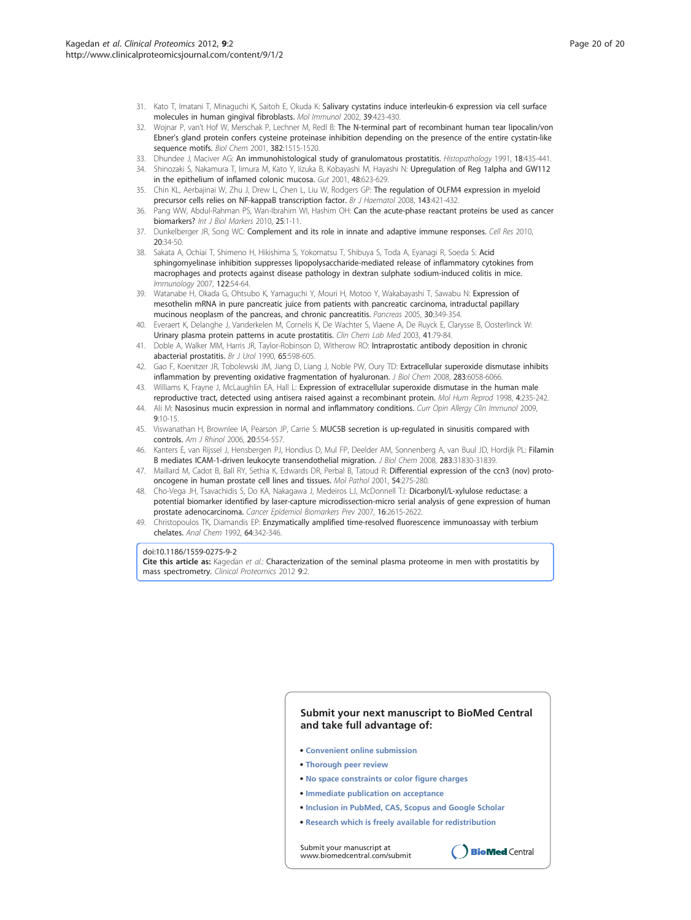31. Kato T, Imatani T, Minaguchi K, Saitoh E, Okuda K: **Salivary cystatins induce interleukin-6 expression via cell surface molecules in human gingival fibroblasts.** *Mol Immunol* 2002, **39**:423-430.
32. Wojnar P, van't Hof W, Merschak P, Lechner M, Redl B: **The N-terminal part of recombinant human tear lipocalin/von Ebner's gland protein confers cysteine proteinase inhibition depending on the presence of the entire cystatin-like sequence motifs.** *Biol Chem* 2001, **382**:1515-1520.
33. Dhundee J, Maciver AG: **An immunohistological study of granulomatous prostatitis.** *Histopathology* 1991, **18**:435-441.
34. Shinozaki S, Nakamura T, Iimura M, Kato Y, Iizuka B, Kobayashi M, Hayashi N: **Upregulation of Reg 1alpha and GW112 in the epithelium of inflamed colonic mucosa.** *Gut* 2001, **48**:623-629.
35. Chin KL, Aerbajinai W, Zhu J, Drew L, Chen L, Liu W, Rodgers GP: **The regulation of OLFM4 expression in myeloid precursor cells relies on NF-kappaB transcription factor.** *Br J Haematol* 2008, **143**:421-432.
36. Pang WW, Abdul-Rahman PS, Wan-Ibrahim WI, Hashim OH: **Can the acute-phase reactant proteins be used as cancer biomarkers?** *Int J Biol Markers* 2010, **25**:1-11.
37. Dunkelberger JR, Song WC: **Complement and its role in innate and adaptive immune responses.** *Cell Res* 2010, **20**:34-50.
38. Sakata A, Ochiai T, Shimeno H, Hikishima S, Yokomatsu T, Shibuya S, Toda A, Eyanagi R, Soeda S: **Acid sphingomyelinase inhibition suppresses lipopolysaccharide-mediated release of inflammatory cytokines from macrophages and protects against disease pathology in dextran sulphate sodium-induced colitis in mice.** *Immunology* 2007, **122**:54-64.
39. Watanabe H, Okada G, Ohtsubo K, Yamaguchi Y, Mouri H, Motoo Y, Wakabayashi T, Sawabu N: **Expression of mesothelin mRNA in pure pancreatic juice from patients with pancreatic carcinoma, intraductal papillary mucinous neoplasm of the pancreas, and chronic pancreatitis.** *Pancreas* 2005, **30**:349-354.
40. Everaert K, Delanghe J, Vanderkelen M, Cornelis K, De Wachter S, Viaene A, De Ruyck E, Clarysse B, Oosterlinck W: **Urinary plasma protein patterns in acute prostatitis.** *Clin Chem Lab Med* 2003, **41**:79-84.
41. Doble A, Walker MM, Harris JR, Taylor-Robinson D, Witherow RO: **Intraprostatic antibody deposition in chronic abacterial prostatitis.** *Br J Urol* 1990, **65**:598-605.
42. Gao F, Koenitzer JR, Tobolewski JM, Jiang D, Liang J, Noble PW, Oury TD: **Extracellular superoxide dismutase inhibits inflammation by preventing oxidative fragmentation of hyaluronan.** *J Biol Chem* 2008, **283**:6058-6066.
43. Williams K, Frayne J, McLaughlin EA, Hall L: **Expression of extracellular superoxide dismutase in the human male reproductive tract, detected using antisera raised against a recombinant protein.** *Mol Hum Reprod* 1998, **4**:235-242.
44. Ali M: **Nasosinus mucin expression in normal and inflammatory conditions.** *Curr Opin Allergy Clin Immunol* 2009, **9**:10-15.
45. Viswanathan H, Brownlee IA, Pearson JP, Carrie S: **MUC5B secretion is up-regulated in sinusitis compared with controls.** *Am J Rhinol* 2006, **20**:554-557.
46. Kanters E, van Rijssel J, Hensbergen PJ, Hondius D, Mul FP, Deelder AM, Sonnenberg A, van Buul JD, Hordijk PL: **Filamin B mediates ICAM-1-driven leukocyte transendothelial migration.** *J Biol Chem* 2008, **283**:31830-31839.
47. Maillard M, Cadot B, Ball RY, Sethia K, Edwards DR, Perbal B, Tatoud R: **Differential expression of the ccn3 (nov) proto-oncogene in human prostate cell lines and tissues.** *Mol Pathol* 2001, **54**:275-280.
48. Cho-Vega JH, Tsavachidis S, Do KA, Nakagawa J, Medeiros LJ, McDonnell TJ: **Dicarbonyl/L-xylulose reductase: a potential biomarker identified by laser-capture microdissection-micro serial analysis of gene expression of human prostate adenocarcinoma.** *Cancer Epidemiol Biomarkers Prev* 2007, **16**:2615-2622.
49. Christopoulos TK, Diamandis EP: **Enzymatically amplified time-resolved fluorescence immunoassay with terbium chelates.** *Anal Chem* 1992, **64**:342-346.

doi:10.1186/1559-0275-9-2
**Cite this article as:** Kagedan *et al.*: Characterization of the seminal plasma proteome in men with prostatitis by mass spectrometry. *Clinical Proteomics* 2012 **9**:2.

**Submit your next manuscript to BioMed Central and take full advantage of:**

- **Convenient online submission**
- **Thorough peer review**
- **No space constraints or color figure charges**
- **Immediate publication on acceptance**
- **Inclusion in PubMed, CAS, Scopus and Google Scholar**
- **Research which is freely available for redistribution**

Submit your manuscript at
www.biomedcentral.com/submit

BioMed Central